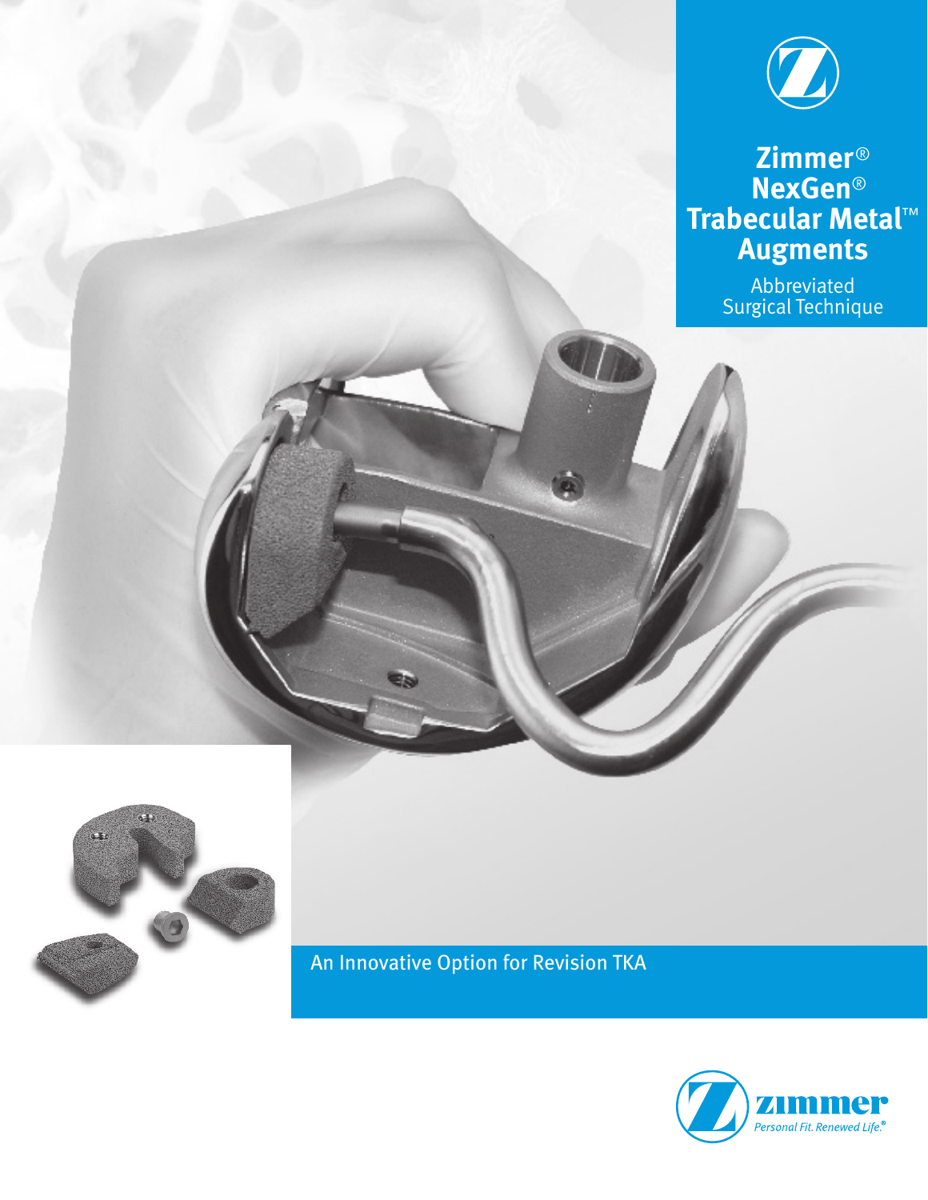# Zimmer® NexGen® Trabecular Metal™ Augments

Abbreviated Surgical Technique

An Innovative Option for Revision TKA

zimmer

*Personal Fit. Renewed Life.®*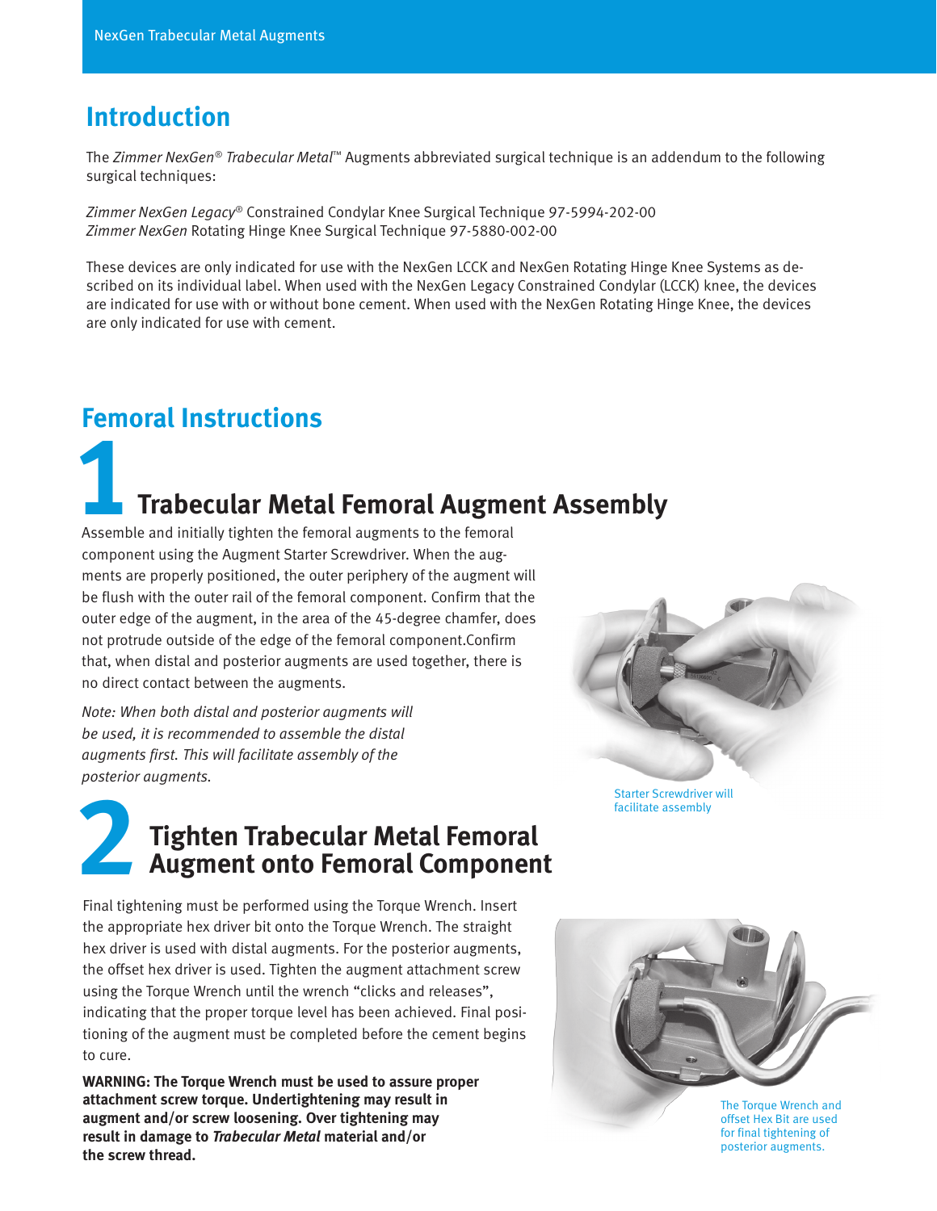# Introduction

The *Zimmer NexGen*® *Trabecular Metal*™ Augments abbreviated surgical technique is an addendum to the following surgical techniques:

*Zimmer NexGen Legacy*® Constrained Condylar Knee Surgical Technique 97-5994-202-00
*Zimmer NexGen* Rotating Hinge Knee Surgical Technique 97-5880-002-00

These devices are only indicated for use with the NexGen LCCK and NexGen Rotating Hinge Knee Systems as described on its individual label. When used with the NexGen Legacy Constrained Condylar (LCCK) knee, the devices are indicated for use with or without bone cement. When used with the NexGen Rotating Hinge Knee, the devices are only indicated for use with cement.

# Femoral Instructions

## 1 Trabecular Metal Femoral Augment Assembly

Assemble and initially tighten the femoral augments to the femoral component using the Augment Starter Screwdriver. When the augments are properly positioned, the outer periphery of the augment will be flush with the outer rail of the femoral component. Confirm that the outer edge of the augment, in the area of the 45-degree chamfer, does not protrude outside of the edge of the femoral component.Confirm that, when distal and posterior augments are used together, there is no direct contact between the augments.

*Note: When both distal and posterior augments will be used, it is recommended to assemble the distal augments first. This will facilitate assembly of the posterior augments.*

Starter Screwdriver will facilitate assembly

## 2 Tighten Trabecular Metal Femoral Augment onto Femoral Component

Final tightening must be performed using the Torque Wrench. Insert the appropriate hex driver bit onto the Torque Wrench. The straight hex driver is used with distal augments. For the posterior augments, the offset hex driver is used. Tighten the augment attachment screw using the Torque Wrench until the wrench "clicks and releases", indicating that the proper torque level has been achieved. Final positioning of the augment must be completed before the cement begins to cure.

**WARNING: The Torque Wrench must be used to assure proper attachment screw torque. Undertightening may result in augment and/or screw loosening. Over tightening may result in damage to *Trabecular Metal* material and/or the screw thread.**

The Torque Wrench and offset Hex Bit are used for final tightening of posterior augments.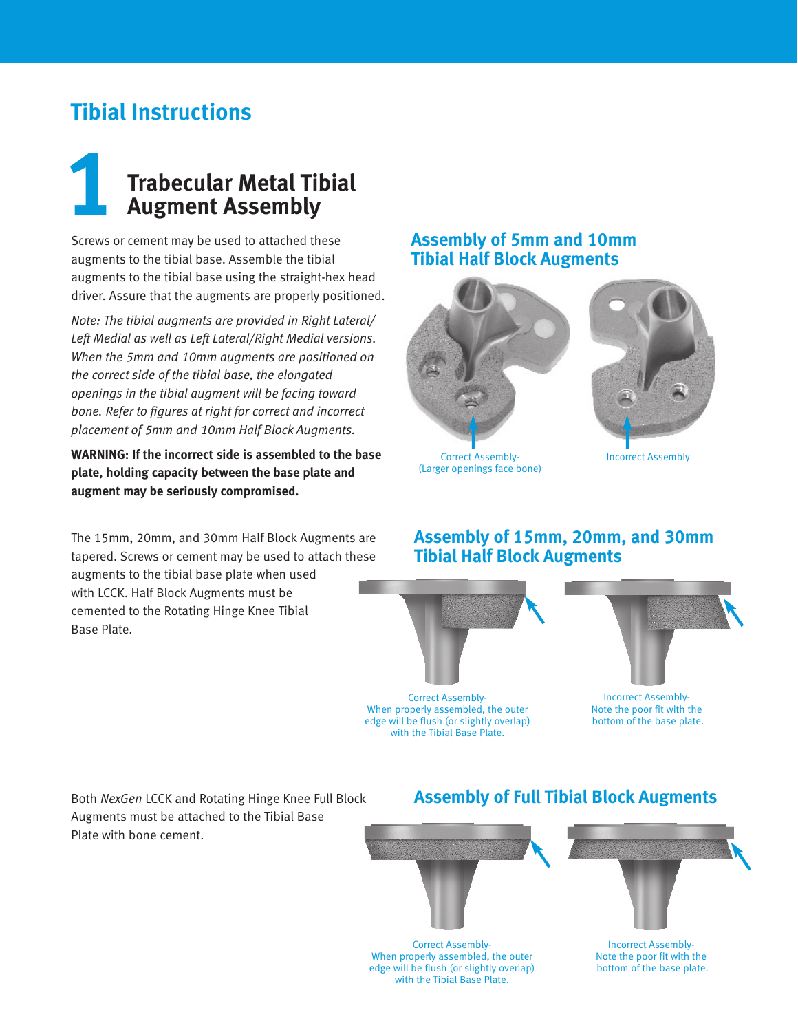## Tibial Instructions

# 1 Trabecular Metal Tibial Augment Assembly

Screws or cement may be used to attached these augments to the tibial base. Assemble the tibial augments to the tibial base using the straight-hex head driver. Assure that the augments are properly positioned.

*Note: The tibial augments are provided in Right Lateral/ Left Medial as well as Left Lateral/Right Medial versions. When the 5mm and 10mm augments are positioned on the correct side of the tibial base, the elongated openings in the tibial augment will be facing toward bone. Refer to figures at right for correct and incorrect placement of 5mm and 10mm Half Block Augments.*

**WARNING: If the incorrect side is assembled to the base plate, holding capacity between the base plate and augment may be seriously compromised.**

### Assembly of 5mm and 10mm Tibial Half Block Augments

Correct Assembly- (Larger openings face bone)

Incorrect Assembly

The 15mm, 20mm, and 30mm Half Block Augments are tapered. Screws or cement may be used to attach these augments to the tibial base plate when used with LCCK. Half Block Augments must be cemented to the Rotating Hinge Knee Tibial Base Plate.

### Assembly of 15mm, 20mm, and 30mm Tibial Half Block Augments

Correct Assembly- When properly assembled, the outer edge will be flush (or slightly overlap) with the Tibial Base Plate.

Incorrect Assembly- Note the poor fit with the bottom of the base plate.

Both *NexGen* LCCK and Rotating Hinge Knee Full Block Augments must be attached to the Tibial Base Plate with bone cement.

### Assembly of Full Tibial Block Augments

Correct Assembly- When properly assembled, the outer edge will be flush (or slightly overlap) with the Tibial Base Plate.

Incorrect Assembly- Note the poor fit with the bottom of the base plate.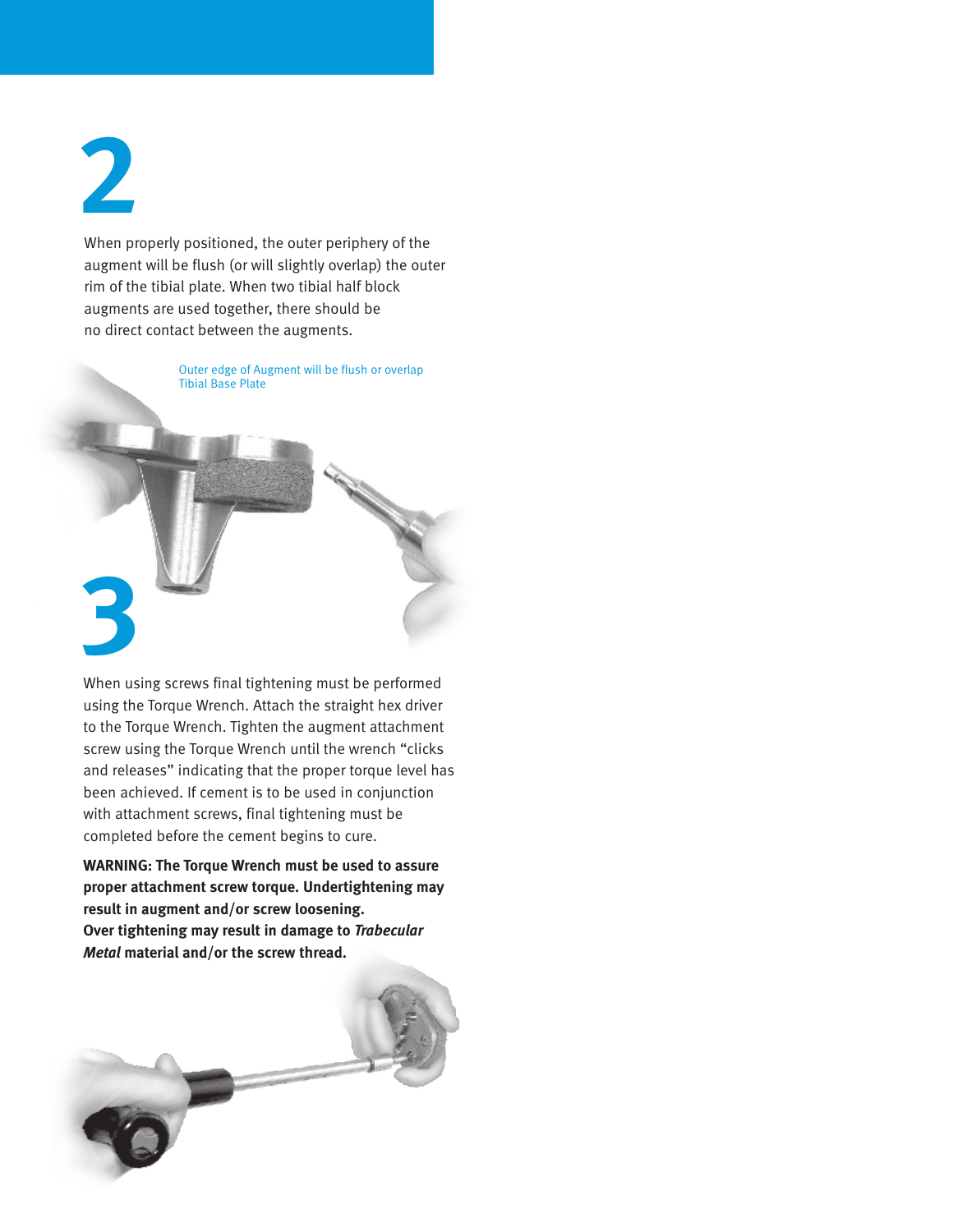## 2

When properly positioned, the outer periphery of the augment will be flush (or will slightly overlap) the outer rim of the tibial plate. When two tibial half block augments are used together, there should be no direct contact between the augments.

Outer edge of Augment will be flush or overlap Tibial Base Plate

## 3

When using screws final tightening must be performed using the Torque Wrench. Attach the straight hex driver to the Torque Wrench. Tighten the augment attachment screw using the Torque Wrench until the wrench "clicks and releases" indicating that the proper torque level has been achieved. If cement is to be used in conjunction with attachment screws, final tightening must be completed before the cement begins to cure.

**WARNING: The Torque Wrench must be used to assure proper attachment screw torque. Undertightening may result in augment and/or screw loosening. Over tightening may result in damage to *Trabecular Metal* material and/or the screw thread.**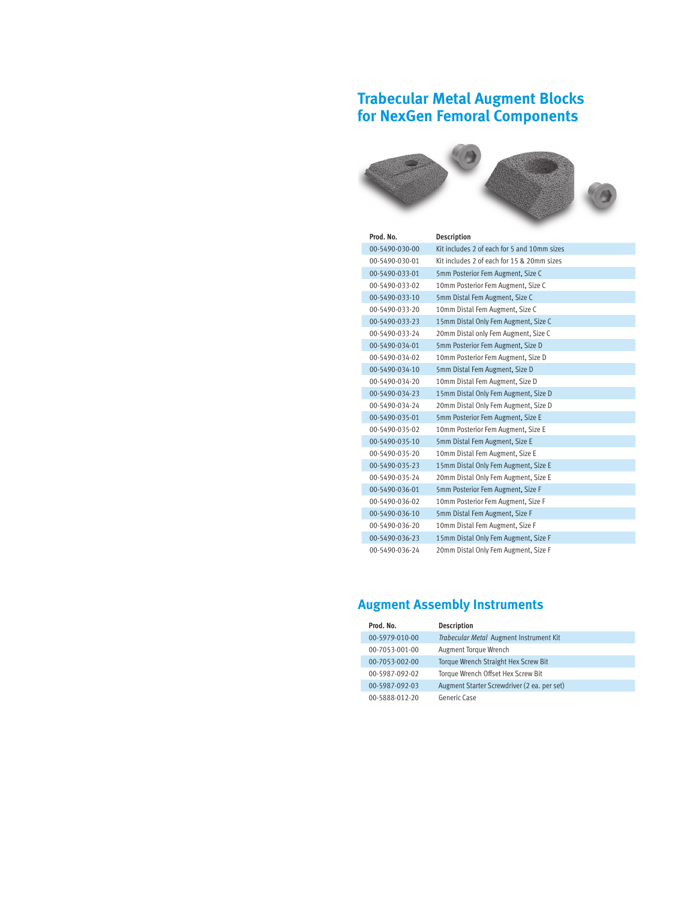## Trabecular Metal Augment Blocks for NexGen Femoral Components

| Prod. No. | Description |
|---|---|
| 00-5490-030-00 | Kit includes 2 of each for 5 and 10mm sizes |
| 00-5490-030-01 | Kit includes 2 of each for 15 & 20mm sizes |
| 00-5490-033-01 | 5mm Posterior Fem Augment, Size C |
| 00-5490-033-02 | 10mm Posterior Fem Augment, Size C |
| 00-5490-033-10 | 5mm Distal Fem Augment, Size C |
| 00-5490-033-20 | 10mm Distal Fem Augment, Size C |
| 00-5490-033-23 | 15mm Distal Only Fem Augment, Size C |
| 00-5490-033-24 | 20mm Distal only Fem Augment, Size C |
| 00-5490-034-01 | 5mm Posterior Fem Augment, Size D |
| 00-5490-034-02 | 10mm Posterior Fem Augment, Size D |
| 00-5490-034-10 | 5mm Distal Fem Augment, Size D |
| 00-5490-034-20 | 10mm Distal Fem Augment, Size D |
| 00-5490-034-23 | 15mm Distal Only Fem Augment, Size D |
| 00-5490-034-24 | 20mm Distal Only Fem Augment, Size D |
| 00-5490-035-01 | 5mm Posterior Fem Augment, Size E |
| 00-5490-035-02 | 10mm Posterior Fem Augment, Size E |
| 00-5490-035-10 | 5mm Distal Fem Augment, Size E |
| 00-5490-035-20 | 10mm Distal Fem Augment, Size E |
| 00-5490-035-23 | 15mm Distal Only Fem Augment, Size E |
| 00-5490-035-24 | 20mm Distal Only Fem Augment, Size E |
| 00-5490-036-01 | 5mm Posterior Fem Augment, Size F |
| 00-5490-036-02 | 10mm Posterior Fem Augment, Size F |
| 00-5490-036-10 | 5mm Distal Fem Augment, Size F |
| 00-5490-036-20 | 10mm Distal Fem Augment, Size F |
| 00-5490-036-23 | 15mm Distal Only Fem Augment, Size F |
| 00-5490-036-24 | 20mm Distal Only Fem Augment, Size F |

## Augment Assembly Instruments

| Prod. No. | Description |
|---|---|
| 00-5979-010-00 | *Trabecular Metal* Augment Instrument Kit |
| 00-7053-001-00 | Augment Torque Wrench |
| 00-7053-002-00 | Torque Wrench Straight Hex Screw Bit |
| 00-5987-092-02 | Torque Wrench Offset Hex Screw Bit |
| 00-5987-092-03 | Augment Starter Screwdriver (2 ea. per set) |
| 00-5888-012-20 | Generic Case |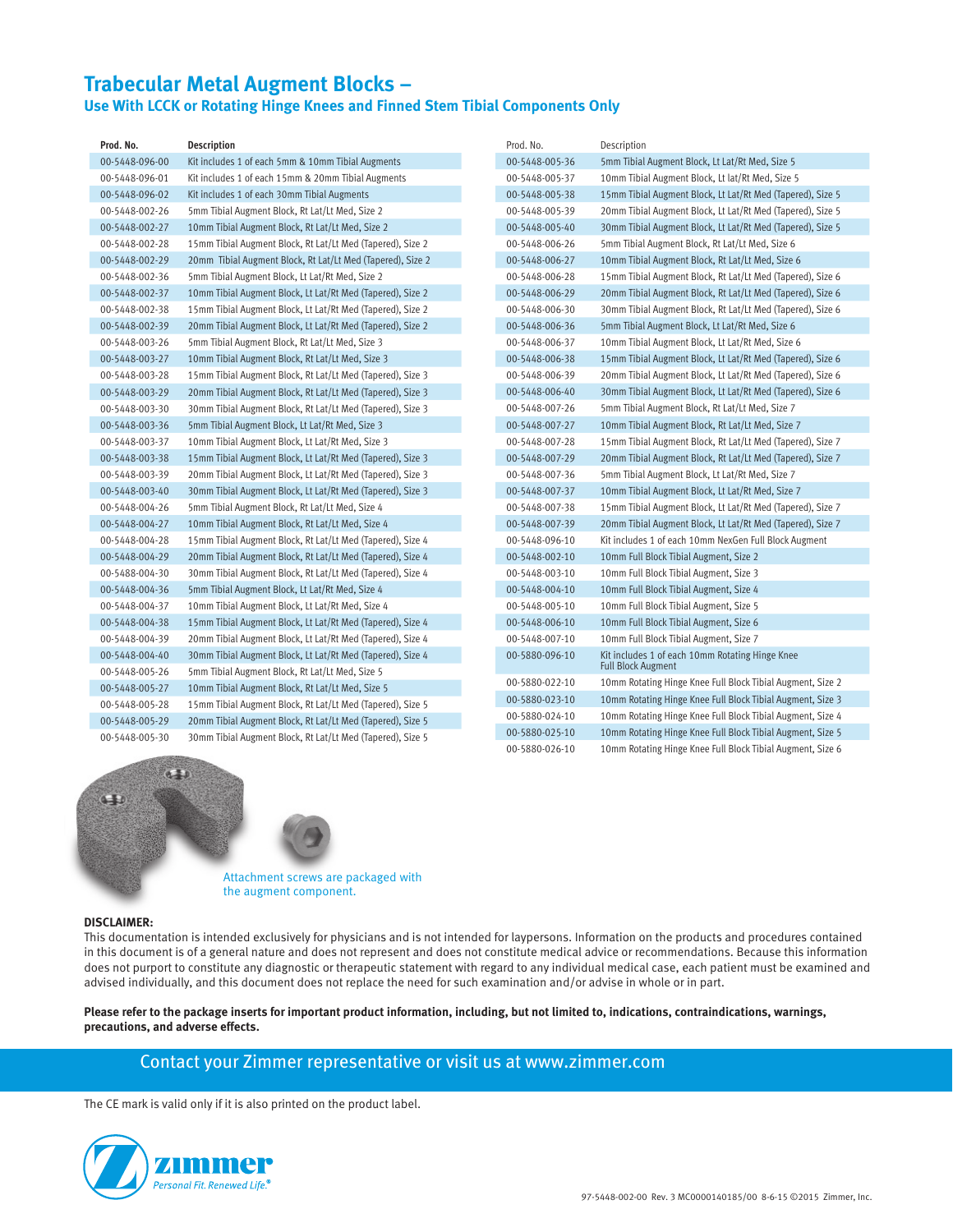# Trabecular Metal Augment Blocks –

## Use With LCCK or Rotating Hinge Knees and Finned Stem Tibial Components Only

| Prod. No. | Description |
|---|---|
| 00-5448-096-00 | Kit includes 1 of each 5mm & 10mm Tibial Augments |
| 00-5448-096-01 | Kit includes 1 of each 15mm & 20mm Tibial Augments |
| 00-5448-096-02 | Kit includes 1 of each 30mm Tibial Augments |
| 00-5448-002-26 | 5mm Tibial Augment Block, Rt Lat/Lt Med, Size 2 |
| 00-5448-002-27 | 10mm Tibial Augment Block, Rt Lat/Lt Med, Size 2 |
| 00-5448-002-28 | 15mm Tibial Augment Block, Rt Lat/Lt Med (Tapered), Size 2 |
| 00-5448-002-29 | 20mm Tibial Augment Block, Rt Lat/Lt Med (Tapered), Size 2 |
| 00-5448-002-36 | 5mm Tibial Augment Block, Lt Lat/Rt Med, Size 2 |
| 00-5448-002-37 | 10mm Tibial Augment Block, Lt Lat/Rt Med (Tapered), Size 2 |
| 00-5448-002-38 | 15mm Tibial Augment Block, Lt Lat/Rt Med (Tapered), Size 2 |
| 00-5448-002-39 | 20mm Tibial Augment Block, Lt Lat/Rt Med (Tapered), Size 2 |
| 00-5448-003-26 | 5mm Tibial Augment Block, Rt Lat/Lt Med, Size 3 |
| 00-5448-003-27 | 10mm Tibial Augment Block, Rt Lat/Lt Med, Size 3 |
| 00-5448-003-28 | 15mm Tibial Augment Block, Rt Lat/Lt Med (Tapered), Size 3 |
| 00-5448-003-29 | 20mm Tibial Augment Block, Rt Lat/Lt Med (Tapered), Size 3 |
| 00-5448-003-30 | 30mm Tibial Augment Block, Rt Lat/Lt Med (Tapered), Size 3 |
| 00-5448-003-36 | 5mm Tibial Augment Block, Lt Lat/Rt Med, Size 3 |
| 00-5448-003-37 | 10mm Tibial Augment Block, Lt Lat/Rt Med, Size 3 |
| 00-5448-003-38 | 15mm Tibial Augment Block, Lt Lat/Rt Med (Tapered), Size 3 |
| 00-5448-003-39 | 20mm Tibial Augment Block, Lt Lat/Rt Med (Tapered), Size 3 |
| 00-5448-003-40 | 30mm Tibial Augment Block, Lt Lat/Rt Med (Tapered), Size 3 |
| 00-5448-004-26 | 5mm Tibial Augment Block, Rt Lat/Lt Med, Size 4 |
| 00-5448-004-27 | 10mm Tibial Augment Block, Rt Lat/Lt Med, Size 4 |
| 00-5448-004-28 | 15mm Tibial Augment Block, Rt Lat/Lt Med (Tapered), Size 4 |
| 00-5448-004-29 | 20mm Tibial Augment Block, Rt Lat/Lt Med (Tapered), Size 4 |
| 00-5488-004-30 | 30mm Tibial Augment Block, Rt Lat/Lt Med (Tapered), Size 4 |
| 00-5448-004-36 | 5mm Tibial Augment Block, Lt Lat/Rt Med, Size 4 |
| 00-5448-004-37 | 10mm Tibial Augment Block, Lt Lat/Rt Med, Size 4 |
| 00-5448-004-38 | 15mm Tibial Augment Block, Lt Lat/Rt Med (Tapered), Size 4 |
| 00-5448-004-39 | 20mm Tibial Augment Block, Lt Lat/Rt Med (Tapered), Size 4 |
| 00-5448-004-40 | 30mm Tibial Augment Block, Lt Lat/Rt Med (Tapered), Size 4 |
| 00-5448-005-26 | 5mm Tibial Augment Block, Rt Lat/Lt Med, Size 5 |
| 00-5448-005-27 | 10mm Tibial Augment Block, Rt Lat/Lt Med, Size 5 |
| 00-5448-005-28 | 15mm Tibial Augment Block, Rt Lat/Lt Med (Tapered), Size 5 |
| 00-5448-005-29 | 20mm Tibial Augment Block, Rt Lat/Lt Med (Tapered), Size 5 |
| 00-5448-005-30 | 30mm Tibial Augment Block, Rt Lat/Lt Med (Tapered), Size 5 |
| 00-5448-005-36 | 5mm Tibial Augment Block, Lt Lat/Rt Med, Size 5 |
| 00-5448-005-37 | 10mm Tibial Augment Block, Lt lat/Rt Med, Size 5 |
| 00-5448-005-38 | 15mm Tibial Augment Block, Lt Lat/Rt Med (Tapered), Size 5 |
| 00-5448-005-39 | 20mm Tibial Augment Block, Lt Lat/Rt Med (Tapered), Size 5 |
| 00-5448-005-40 | 30mm Tibial Augment Block, Lt Lat/Rt Med (Tapered), Size 5 |
| 00-5448-006-26 | 5mm Tibial Augment Block, Rt Lat/Lt Med, Size 6 |
| 00-5448-006-27 | 10mm Tibial Augment Block, Rt Lat/Lt Med, Size 6 |
| 00-5448-006-28 | 15mm Tibial Augment Block, Rt Lat/Lt Med (Tapered), Size 6 |
| 00-5448-006-29 | 20mm Tibial Augment Block, Rt Lat/Lt Med (Tapered), Size 6 |
| 00-5448-006-30 | 30mm Tibial Augment Block, Rt Lat/Lt Med (Tapered), Size 6 |
| 00-5448-006-36 | 5mm Tibial Augment Block, Lt Lat/Rt Med, Size 6 |
| 00-5448-006-37 | 10mm Tibial Augment Block, Lt Lat/Rt Med, Size 6 |
| 00-5448-006-38 | 15mm Tibial Augment Block, Lt Lat/Rt Med (Tapered), Size 6 |
| 00-5448-006-39 | 20mm Tibial Augment Block, Lt Lat/Rt Med (Tapered), Size 6 |
| 00-5448-006-40 | 30mm Tibial Augment Block, Lt Lat/Rt Med (Tapered), Size 6 |
| 00-5448-007-26 | 5mm Tibial Augment Block, Rt Lat/Lt Med, Size 7 |
| 00-5448-007-27 | 10mm Tibial Augment Block, Rt Lat/Lt Med, Size 7 |
| 00-5448-007-28 | 15mm Tibial Augment Block, Rt Lat/Lt Med (Tapered), Size 7 |
| 00-5448-007-29 | 20mm Tibial Augment Block, Rt Lat/Lt Med (Tapered), Size 7 |
| 00-5448-007-36 | 5mm Tibial Augment Block, Lt Lat/Rt Med, Size 7 |
| 00-5448-007-37 | 10mm Tibial Augment Block, Lt Lat/Rt Med, Size 7 |
| 00-5448-007-38 | 15mm Tibial Augment Block, Lt Lat/Rt Med (Tapered), Size 7 |
| 00-5448-007-39 | 20mm Tibial Augment Block, Lt Lat/Rt Med (Tapered), Size 7 |
| 00-5448-096-10 | Kit includes 1 of each 10mm NexGen Full Block Augment |
| 00-5448-002-10 | 10mm Full Block Tibial Augment, Size 2 |
| 00-5448-003-10 | 10mm Full Block Tibial Augment, Size 3 |
| 00-5448-004-10 | 10mm Full Block Tibial Augment, Size 4 |
| 00-5448-005-10 | 10mm Full Block Tibial Augment, Size 5 |
| 00-5448-006-10 | 10mm Full Block Tibial Augment, Size 6 |
| 00-5448-007-10 | 10mm Full Block Tibial Augment, Size 7 |
| 00-5880-096-10 | Kit includes 1 of each 10mm Rotating Hinge Knee Full Block Augment |
| 00-5880-022-10 | 10mm Rotating Hinge Knee Full Block Tibial Augment, Size 2 |
| 00-5880-023-10 | 10mm Rotating Hinge Knee Full Block Tibial Augment, Size 3 |
| 00-5880-024-10 | 10mm Rotating Hinge Knee Full Block Tibial Augment, Size 4 |
| 00-5880-025-10 | 10mm Rotating Hinge Knee Full Block Tibial Augment, Size 5 |
| 00-5880-026-10 | 10mm Rotating Hinge Knee Full Block Tibial Augment, Size 6 |

Attachment screws are packaged with the augment component.

**DISCLAIMER:**
This documentation is intended exclusively for physicians and is not intended for laypersons. Information on the products and procedures contained in this document is of a general nature and does not represent and does not constitute medical advice or recommendations. Because this information does not purport to constitute any diagnostic or therapeutic statement with regard to any individual medical case, each patient must be examined and advised individually, and this document does not replace the need for such examination and/or advise in whole or in part.

**Please refer to the package inserts for important product information, including, but not limited to, indications, contraindications, warnings, precautions, and adverse effects.**

Contact your Zimmer representative or visit us at www.zimmer.com

The CE mark is valid only if it is also printed on the product label.

zimmer
*Personal Fit. Renewed Life.®*

97-5448-002-00 Rev. 3 MC0000140185/00 8-6-15 ©2015 Zimmer, Inc.